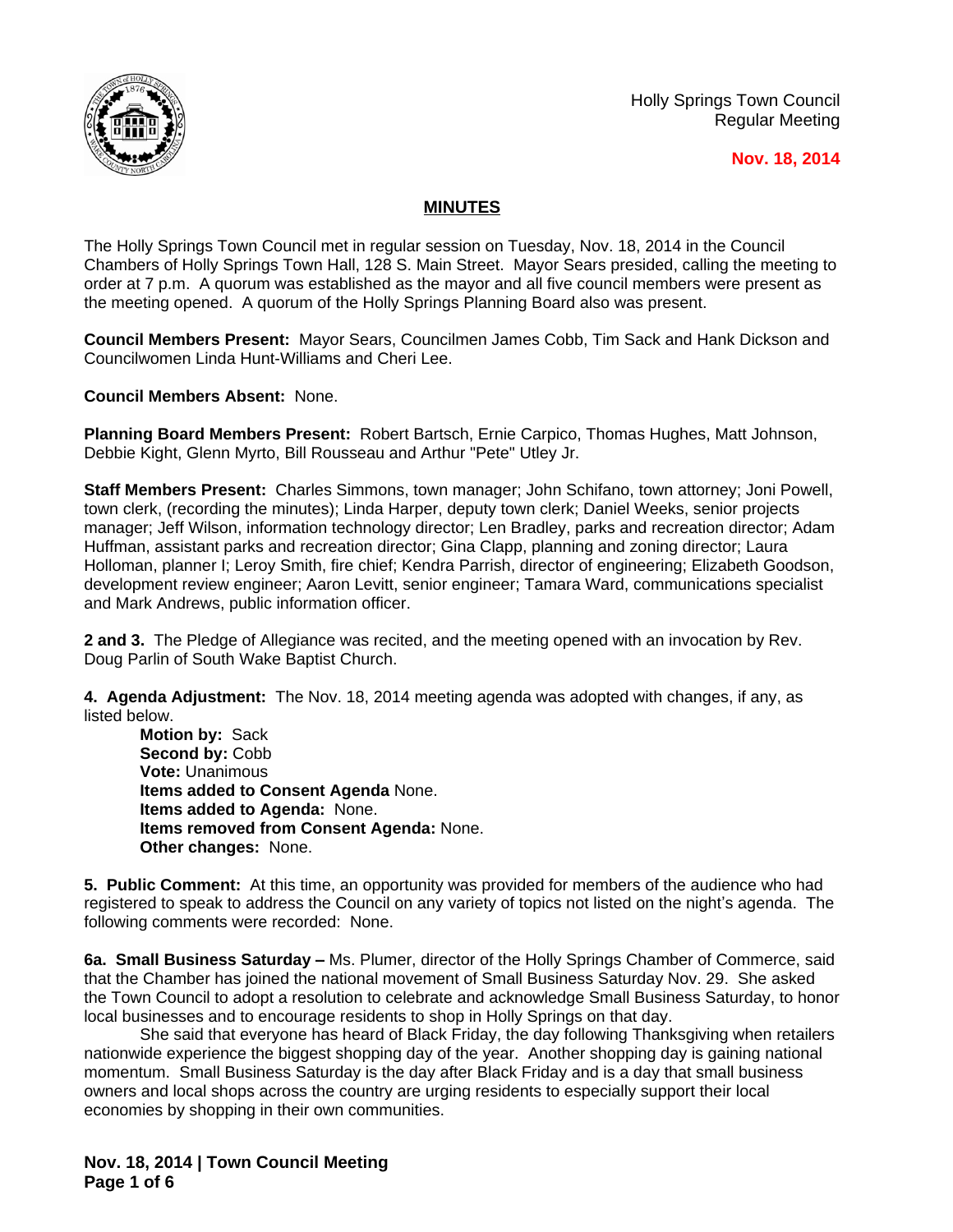Holly Springs Town Council
Regular Meeting

**Nov. 18, 2014**

# MINUTES

The Holly Springs Town Council met in regular session on Tuesday, Nov. 18, 2014 in the Council Chambers of Holly Springs Town Hall, 128 S. Main Street. Mayor Sears presided, calling the meeting to order at 7 p.m. A quorum was established as the mayor and all five council members were present as the meeting opened. A quorum of the Holly Springs Planning Board also was present.

**Council Members Present:** Mayor Sears, Councilmen James Cobb, Tim Sack and Hank Dickson and Councilwomen Linda Hunt-Williams and Cheri Lee.

**Council Members Absent:** None.

**Planning Board Members Present:** Robert Bartsch, Ernie Carpico, Thomas Hughes, Matt Johnson, Debbie Kight, Glenn Myrto, Bill Rousseau and Arthur "Pete" Utley Jr.

**Staff Members Present:** Charles Simmons, town manager; John Schifano, town attorney; Joni Powell, town clerk, (recording the minutes); Linda Harper, deputy town clerk; Daniel Weeks, senior projects manager; Jeff Wilson, information technology director; Len Bradley, parks and recreation director; Adam Huffman, assistant parks and recreation director; Gina Clapp, planning and zoning director; Laura Holloman, planner I; Leroy Smith, fire chief; Kendra Parrish, director of engineering; Elizabeth Goodson, development review engineer; Aaron Levitt, senior engineer; Tamara Ward, communications specialist and Mark Andrews, public information officer.

**2 and 3.** The Pledge of Allegiance was recited, and the meeting opened with an invocation by Rev. Doug Parlin of South Wake Baptist Church.

**4. Agenda Adjustment:** The Nov. 18, 2014 meeting agenda was adopted with changes, if any, as listed below.

**Motion by:** Sack
**Second by:** Cobb
**Vote:** Unanimous
**Items added to Consent Agenda** None.
**Items added to Agenda:** None.
**Items removed from Consent Agenda:** None.
**Other changes:** None.

**5. Public Comment:** At this time, an opportunity was provided for members of the audience who had registered to speak to address the Council on any variety of topics not listed on the night's agenda. The following comments were recorded: None.

**6a. Small Business Saturday –** Ms. Plumer, director of the Holly Springs Chamber of Commerce, said that the Chamber has joined the national movement of Small Business Saturday Nov. 29. She asked the Town Council to adopt a resolution to celebrate and acknowledge Small Business Saturday, to honor local businesses and to encourage residents to shop in Holly Springs on that day.

She said that everyone has heard of Black Friday, the day following Thanksgiving when retailers nationwide experience the biggest shopping day of the year. Another shopping day is gaining national momentum. Small Business Saturday is the day after Black Friday and is a day that small business owners and local shops across the country are urging residents to especially support their local economies by shopping in their own communities.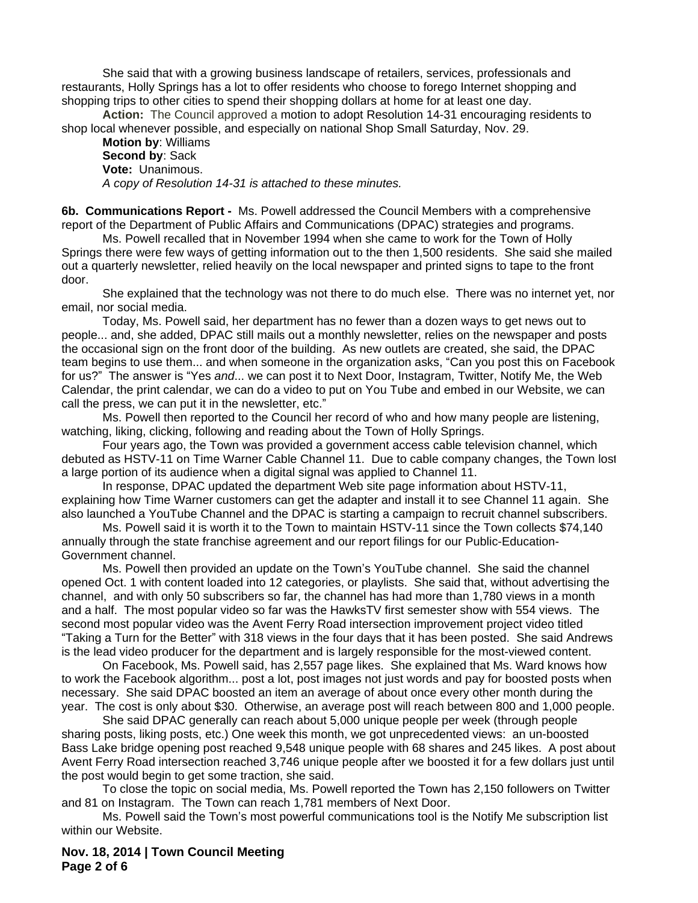She said that with a growing business landscape of retailers, services, professionals and restaurants, Holly Springs has a lot to offer residents who choose to forego Internet shopping and shopping trips to other cities to spend their shopping dollars at home for at least one day.

**Action:** The Council approved a motion to adopt Resolution 14-31 encouraging residents to shop local whenever possible, and especially on national Shop Small Saturday, Nov. 29.

**Motion by**: Williams
**Second by**: Sack
**Vote:** Unanimous.
*A copy of Resolution 14-31 is attached to these minutes.*

**6b. Communications Report -** Ms. Powell addressed the Council Members with a comprehensive report of the Department of Public Affairs and Communications (DPAC) strategies and programs.

Ms. Powell recalled that in November 1994 when she came to work for the Town of Holly Springs there were few ways of getting information out to the then 1,500 residents. She said she mailed out a quarterly newsletter, relied heavily on the local newspaper and printed signs to tape to the front door.

She explained that the technology was not there to do much else. There was no internet yet, nor email, nor social media.

Today, Ms. Powell said, her department has no fewer than a dozen ways to get news out to people... and, she added, DPAC still mails out a monthly newsletter, relies on the newspaper and posts the occasional sign on the front door of the building. As new outlets are created, she said, the DPAC team begins to use them... and when someone in the organization asks, "Can you post this on Facebook for us?" The answer is "Yes *and*... we can post it to Next Door, Instagram, Twitter, Notify Me, the Web Calendar, the print calendar, we can do a video to put on You Tube and embed in our Website, we can call the press, we can put it in the newsletter, etc."

Ms. Powell then reported to the Council her record of who and how many people are listening, watching, liking, clicking, following and reading about the Town of Holly Springs.

Four years ago, the Town was provided a government access cable television channel, which debuted as HSTV-11 on Time Warner Cable Channel 11. Due to cable company changes, the Town lost a large portion of its audience when a digital signal was applied to Channel 11.

In response, DPAC updated the department Web site page information about HSTV-11, explaining how Time Warner customers can get the adapter and install it to see Channel 11 again. She also launched a YouTube Channel and the DPAC is starting a campaign to recruit channel subscribers.

Ms. Powell said it is worth it to the Town to maintain HSTV-11 since the Town collects $74,140 annually through the state franchise agreement and our report filings for our Public-Education-Government channel.

Ms. Powell then provided an update on the Town's YouTube channel. She said the channel opened Oct. 1 with content loaded into 12 categories, or playlists. She said that, without advertising the channel, and with only 50 subscribers so far, the channel has had more than 1,780 views in a month and a half. The most popular video so far was the HawksTV first semester show with 554 views. The second most popular video was the Avent Ferry Road intersection improvement project video titled "Taking a Turn for the Better" with 318 views in the four days that it has been posted. She said Andrews is the lead video producer for the department and is largely responsible for the most-viewed content.

On Facebook, Ms. Powell said, has 2,557 page likes. She explained that Ms. Ward knows how to work the Facebook algorithm... post a lot, post images not just words and pay for boosted posts when necessary. She said DPAC boosted an item an average of about once every other month during the year. The cost is only about $30. Otherwise, an average post will reach between 800 and 1,000 people.

She said DPAC generally can reach about 5,000 unique people per week (through people sharing posts, liking posts, etc.) One week this month, we got unprecedented views: an un-boosted Bass Lake bridge opening post reached 9,548 unique people with 68 shares and 245 likes. A post about Avent Ferry Road intersection reached 3,746 unique people after we boosted it for a few dollars just until the post would begin to get some traction, she said.

To close the topic on social media, Ms. Powell reported the Town has 2,150 followers on Twitter and 81 on Instagram. The Town can reach 1,781 members of Next Door.

Ms. Powell said the Town's most powerful communications tool is the Notify Me subscription list within our Website.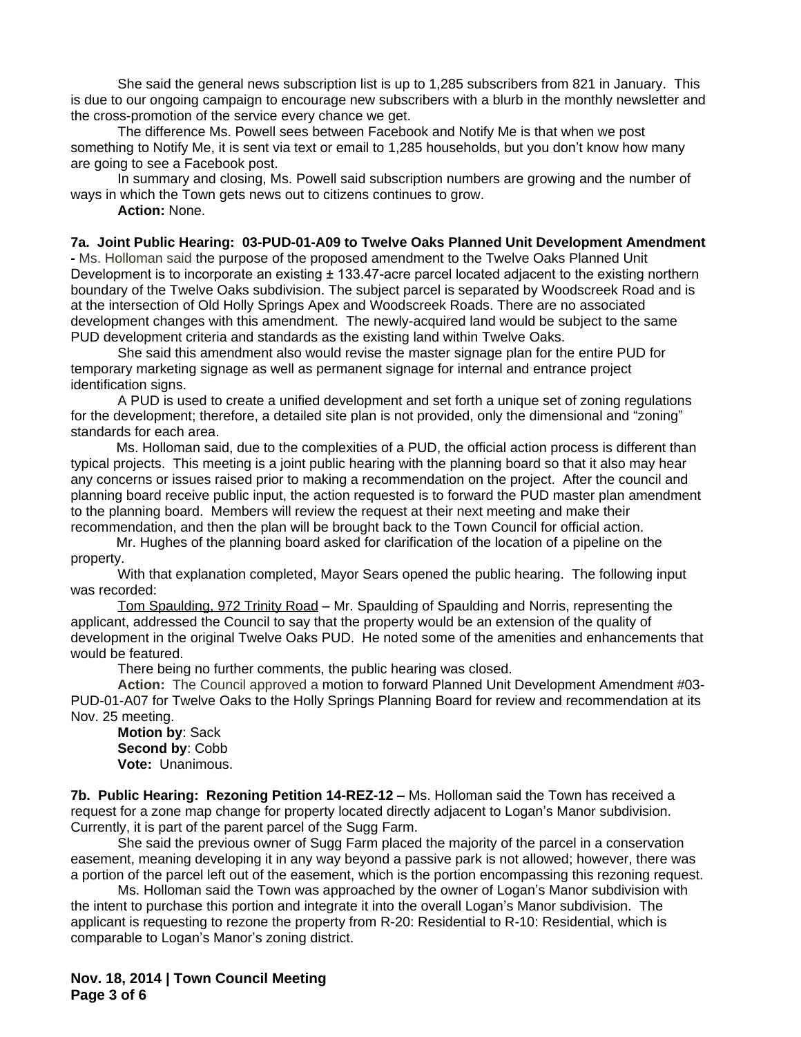She said the general news subscription list is up to 1,285 subscribers from 821 in January. This is due to our ongoing campaign to encourage new subscribers with a blurb in the monthly newsletter and the cross-promotion of the service every chance we get.

The difference Ms. Powell sees between Facebook and Notify Me is that when we post something to Notify Me, it is sent via text or email to 1,285 households, but you don't know how many are going to see a Facebook post.

In summary and closing, Ms. Powell said subscription numbers are growing and the number of ways in which the Town gets news out to citizens continues to grow.

**Action:** None.

**7a. Joint Public Hearing: 03-PUD-01-A09 to Twelve Oaks Planned Unit Development Amendment -** Ms. Holloman said the purpose of the proposed amendment to the Twelve Oaks Planned Unit Development is to incorporate an existing ± 133.47-acre parcel located adjacent to the existing northern boundary of the Twelve Oaks subdivision. The subject parcel is separated by Woodscreek Road and is at the intersection of Old Holly Springs Apex and Woodscreek Roads. There are no associated development changes with this amendment. The newly-acquired land would be subject to the same PUD development criteria and standards as the existing land within Twelve Oaks.

She said this amendment also would revise the master signage plan for the entire PUD for temporary marketing signage as well as permanent signage for internal and entrance project identification signs.

A PUD is used to create a unified development and set forth a unique set of zoning regulations for the development; therefore, a detailed site plan is not provided, only the dimensional and "zoning" standards for each area.

Ms. Holloman said, due to the complexities of a PUD, the official action process is different than typical projects. This meeting is a joint public hearing with the planning board so that it also may hear any concerns or issues raised prior to making a recommendation on the project. After the council and planning board receive public input, the action requested is to forward the PUD master plan amendment to the planning board. Members will review the request at their next meeting and make their recommendation, and then the plan will be brought back to the Town Council for official action.

Mr. Hughes of the planning board asked for clarification of the location of a pipeline on the property.

With that explanation completed, Mayor Sears opened the public hearing. The following input was recorded:

Tom Spaulding, 972 Trinity Road – Mr. Spaulding of Spaulding and Norris, representing the applicant, addressed the Council to say that the property would be an extension of the quality of development in the original Twelve Oaks PUD. He noted some of the amenities and enhancements that would be featured.

There being no further comments, the public hearing was closed.

**Action:** The Council approved a motion to forward Planned Unit Development Amendment #03-PUD-01-A07 for Twelve Oaks to the Holly Springs Planning Board for review and recommendation at its Nov. 25 meeting.

**Motion by**: Sack
**Second by**: Cobb
**Vote:** Unanimous.

**7b. Public Hearing: Rezoning Petition 14-REZ-12 –** Ms. Holloman said the Town has received a request for a zone map change for property located directly adjacent to Logan's Manor subdivision. Currently, it is part of the parent parcel of the Sugg Farm.

She said the previous owner of Sugg Farm placed the majority of the parcel in a conservation easement, meaning developing it in any way beyond a passive park is not allowed; however, there was a portion of the parcel left out of the easement, which is the portion encompassing this rezoning request.

Ms. Holloman said the Town was approached by the owner of Logan's Manor subdivision with the intent to purchase this portion and integrate it into the overall Logan's Manor subdivision. The applicant is requesting to rezone the property from R-20: Residential to R-10: Residential, which is comparable to Logan's Manor's zoning district.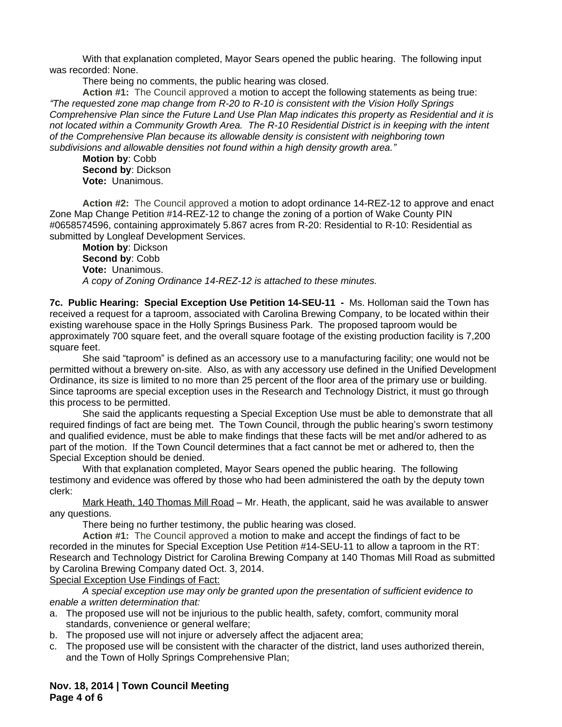With that explanation completed, Mayor Sears opened the public hearing. The following input was recorded: None.

There being no comments, the public hearing was closed.

**Action #1:** The Council approved a motion to accept the following statements as being true: *"The requested zone map change from R-20 to R-10 is consistent with the Vision Holly Springs Comprehensive Plan since the Future Land Use Plan Map indicates this property as Residential and it is not located within a Community Growth Area. The R-10 Residential District is in keeping with the intent of the Comprehensive Plan because its allowable density is consistent with neighboring town subdivisions and allowable densities not found within a high density growth area."*

**Motion by**: Cobb
**Second by**: Dickson
**Vote:** Unanimous.

**Action #2:** The Council approved a motion to adopt ordinance 14-REZ-12 to approve and enact Zone Map Change Petition #14-REZ-12 to change the zoning of a portion of Wake County PIN #0658574596, containing approximately 5.867 acres from R-20: Residential to R-10: Residential as submitted by Longleaf Development Services.

**Motion by**: Dickson
**Second by**: Cobb
**Vote:** Unanimous.
*A copy of Zoning Ordinance 14-REZ-12 is attached to these minutes.*

**7c. Public Hearing: Special Exception Use Petition 14-SEU-11 -** Ms. Holloman said the Town has received a request for a taproom, associated with Carolina Brewing Company, to be located within their existing warehouse space in the Holly Springs Business Park. The proposed taproom would be approximately 700 square feet, and the overall square footage of the existing production facility is 7,200 square feet.

She said "taproom" is defined as an accessory use to a manufacturing facility; one would not be permitted without a brewery on-site. Also, as with any accessory use defined in the Unified Development Ordinance, its size is limited to no more than 25 percent of the floor area of the primary use or building. Since taprooms are special exception uses in the Research and Technology District, it must go through this process to be permitted.

She said the applicants requesting a Special Exception Use must be able to demonstrate that all required findings of fact are being met. The Town Council, through the public hearing's sworn testimony and qualified evidence, must be able to make findings that these facts will be met and/or adhered to as part of the motion. If the Town Council determines that a fact cannot be met or adhered to, then the Special Exception should be denied.

With that explanation completed, Mayor Sears opened the public hearing. The following testimony and evidence was offered by those who had been administered the oath by the deputy town clerk:

Mark Heath, 140 Thomas Mill Road – Mr. Heath, the applicant, said he was available to answer any questions.

There being no further testimony, the public hearing was closed.

**Action #1:** The Council approved a motion to make and accept the findings of fact to be recorded in the minutes for Special Exception Use Petition #14-SEU-11 to allow a taproom in the RT: Research and Technology District for Carolina Brewing Company at 140 Thomas Mill Road as submitted by Carolina Brewing Company dated Oct. 3, 2014.

Special Exception Use Findings of Fact:

*A special exception use may only be granted upon the presentation of sufficient evidence to enable a written determination that:*

a. The proposed use will not be injurious to the public health, safety, comfort, community moral standards, convenience or general welfare;
b. The proposed use will not injure or adversely affect the adjacent area;
c. The proposed use will be consistent with the character of the district, land uses authorized therein, and the Town of Holly Springs Comprehensive Plan;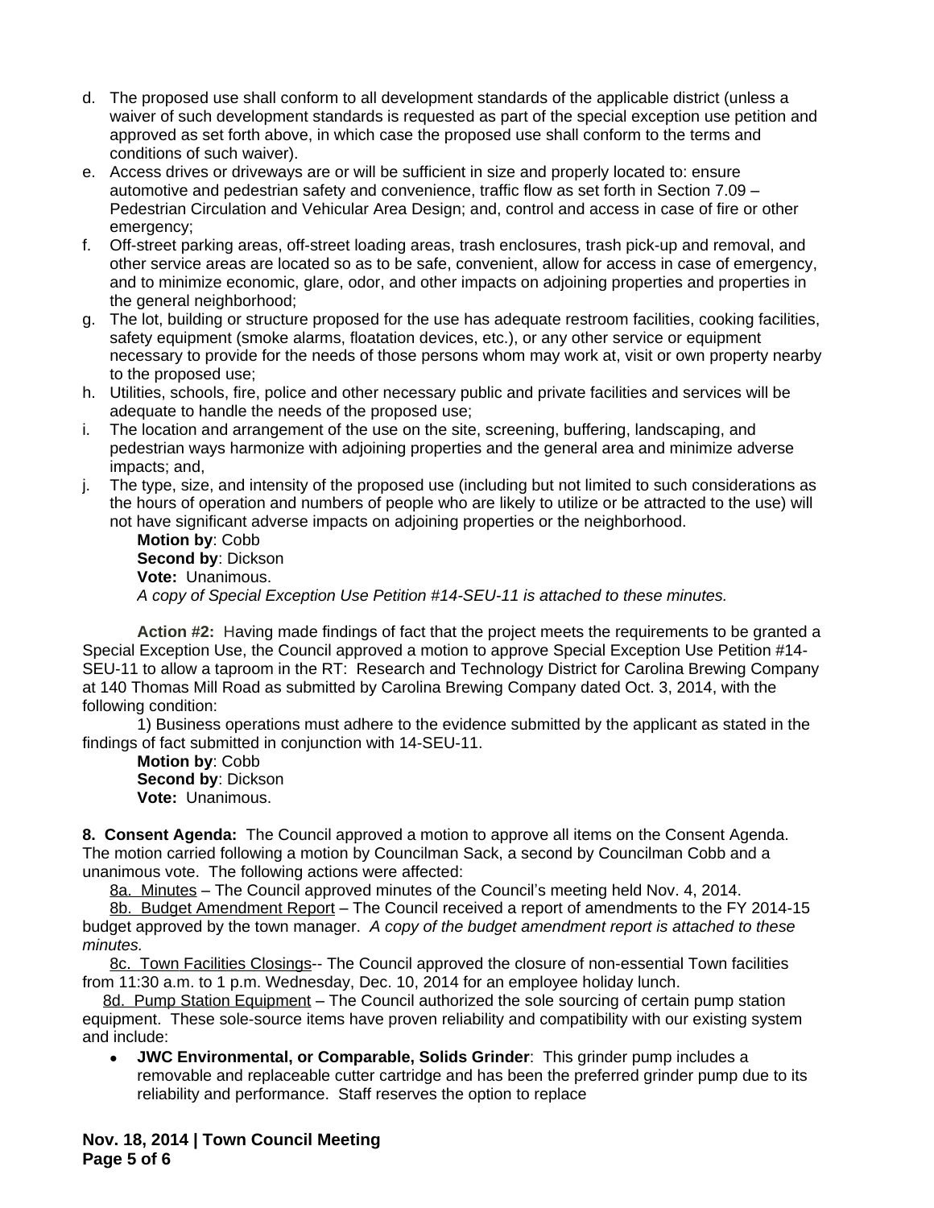d. The proposed use shall conform to all development standards of the applicable district (unless a waiver of such development standards is requested as part of the special exception use petition and approved as set forth above, in which case the proposed use shall conform to the terms and conditions of such waiver).
e. Access drives or driveways are or will be sufficient in size and properly located to: ensure automotive and pedestrian safety and convenience, traffic flow as set forth in Section 7.09 – Pedestrian Circulation and Vehicular Area Design; and, control and access in case of fire or other emergency;
f. Off-street parking areas, off-street loading areas, trash enclosures, trash pick-up and removal, and other service areas are located so as to be safe, convenient, allow for access in case of emergency, and to minimize economic, glare, odor, and other impacts on adjoining properties and properties in the general neighborhood;
g. The lot, building or structure proposed for the use has adequate restroom facilities, cooking facilities, safety equipment (smoke alarms, floatation devices, etc.), or any other service or equipment necessary to provide for the needs of those persons whom may work at, visit or own property nearby to the proposed use;
h. Utilities, schools, fire, police and other necessary public and private facilities and services will be adequate to handle the needs of the proposed use;
i. The location and arrangement of the use on the site, screening, buffering, landscaping, and pedestrian ways harmonize with adjoining properties and the general area and minimize adverse impacts; and,
j. The type, size, and intensity of the proposed use (including but not limited to such considerations as the hours of operation and numbers of people who are likely to utilize or be attracted to the use) will not have significant adverse impacts on adjoining properties or the neighborhood.

**Motion by**: Cobb
**Second by**: Dickson
**Vote:** Unanimous.
*A copy of Special Exception Use Petition #14-SEU-11 is attached to these minutes.*

**Action #2:** Having made findings of fact that the project meets the requirements to be granted a Special Exception Use, the Council approved a motion to approve Special Exception Use Petition #14-SEU-11 to allow a taproom in the RT: Research and Technology District for Carolina Brewing Company at 140 Thomas Mill Road as submitted by Carolina Brewing Company dated Oct. 3, 2014, with the following condition:

1) Business operations must adhere to the evidence submitted by the applicant as stated in the findings of fact submitted in conjunction with 14-SEU-11.

**Motion by**: Cobb
**Second by**: Dickson
**Vote:** Unanimous.

**8. Consent Agenda:** The Council approved a motion to approve all items on the Consent Agenda. The motion carried following a motion by Councilman Sack, a second by Councilman Cobb and a unanimous vote. The following actions were affected:

8a. Minutes – The Council approved minutes of the Council's meeting held Nov. 4, 2014.

8b. Budget Amendment Report – The Council received a report of amendments to the FY 2014-15 budget approved by the town manager. *A copy of the budget amendment report is attached to these minutes.*

8c. Town Facilities Closings-- The Council approved the closure of non-essential Town facilities from 11:30 a.m. to 1 p.m. Wednesday, Dec. 10, 2014 for an employee holiday lunch.

8d. Pump Station Equipment – The Council authorized the sole sourcing of certain pump station equipment. These sole-source items have proven reliability and compatibility with our existing system and include:

- **JWC Environmental, or Comparable, Solids Grinder**: This grinder pump includes a removable and replaceable cutter cartridge and has been the preferred grinder pump due to its reliability and performance. Staff reserves the option to replace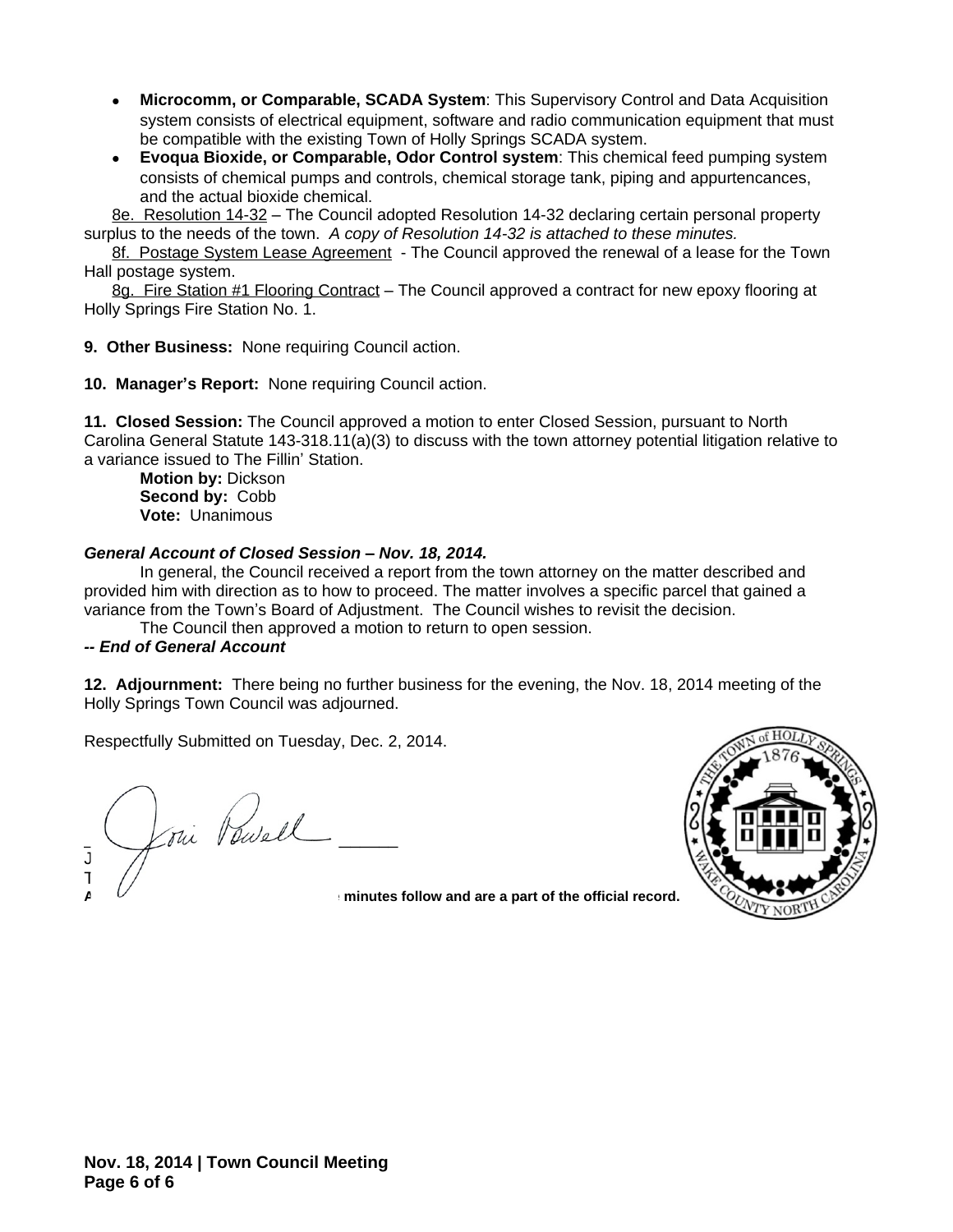- **Microcomm, or Comparable, SCADA System**: This Supervisory Control and Data Acquisition system consists of electrical equipment, software and radio communication equipment that must be compatible with the existing Town of Holly Springs SCADA system.
- **Evoqua Bioxide, or Comparable, Odor Control system**: This chemical feed pumping system consists of chemical pumps and controls, chemical storage tank, piping and appurtencances, and the actual bioxide chemical.

8e. Resolution 14-32 – The Council adopted Resolution 14-32 declaring certain personal property surplus to the needs of the town. *A copy of Resolution 14-32 is attached to these minutes.*

8f. Postage System Lease Agreement - The Council approved the renewal of a lease for the Town Hall postage system.

8g. Fire Station #1 Flooring Contract – The Council approved a contract for new epoxy flooring at Holly Springs Fire Station No. 1.

**9. Other Business:** None requiring Council action.

**10. Manager's Report:** None requiring Council action.

**11. Closed Session:** The Council approved a motion to enter Closed Session, pursuant to North Carolina General Statute 143-318.11(a)(3) to discuss with the town attorney potential litigation relative to a variance issued to The Fillin' Station.

**Motion by:** Dickson
**Second by:** Cobb
**Vote:** Unanimous

***General Account of Closed Session – Nov. 18, 2014.***

In general, the Council received a report from the town attorney on the matter described and provided him with direction as to how to proceed. The matter involves a specific parcel that gained a variance from the Town's Board of Adjustment. The Council wishes to revisit the decision.

The Council then approved a motion to return to open session.

***-- End of General Account***

**12. Adjournment:** There being no further business for the evening, the Nov. 18, 2014 meeting of the Holly Springs Town Council was adjourned.

Respectfully Submitted on Tuesday, Dec. 2, 2014.

J
T
**A minutes follow and are a part of the official record.**